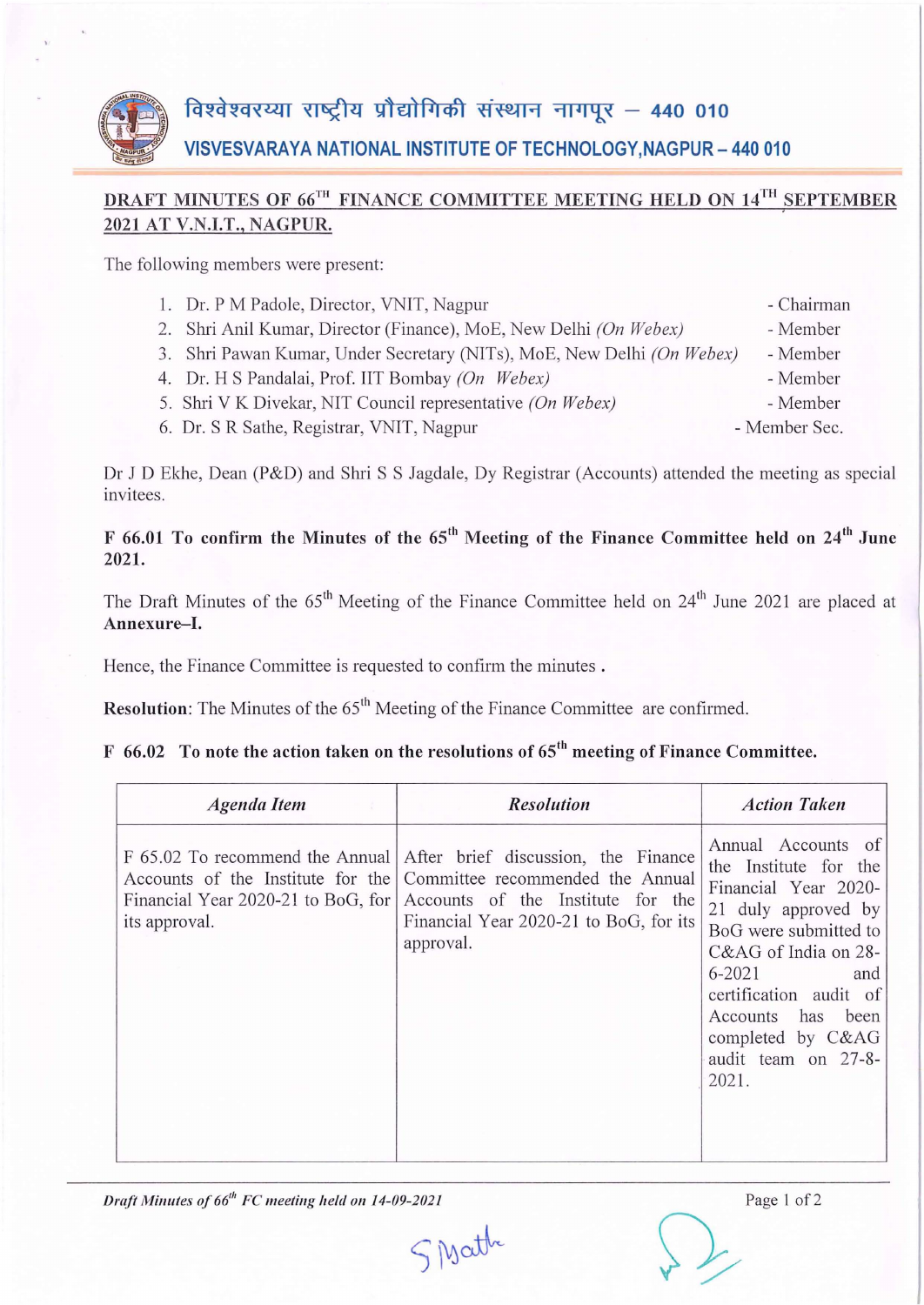# विश्वेश्वरय्या राष्ट्रीय प्रौद्योगिकी संस्थान नागपूर – 440 010

## VISVESVARAYA NATIONAL INSTITUTE OF TECHNOLOGY,NAGPUR – 440 010

**DRAFT MINUTES OF 66TH FINANCE COMMITTEE MEETING HELD ON 14TH SEPTEMBER 2021 AT V.N.I.T., NAGPUR.**

The following members were present:

1. Dr. P M Padole, Director, VNIT, Nagpur - Chairman
2. Shri Anil Kumar, Director (Finance), MoE, New Delhi *(On Webex)* - Member
3. Shri Pawan Kumar, Under Secretary (NITs), MoE, New Delhi *(On Webex)* - Member
4. Dr. H S Pandalai, Prof. IIT Bombay *(On Webex)* - Member
5. Shri V K Divekar, NIT Council representative *(On Webex)* - Member
6. Dr. S R Sathe, Registrar, VNIT, Nagpur - Member Sec.

Dr J D Ekhe, Dean (P&D) and Shri S S Jagdale, Dy Registrar (Accounts) attended the meeting as special invitees.

**F 66.01 To confirm the Minutes of the 65th Meeting of the Finance Committee held on 24th June 2021.**

The Draft Minutes of the 65th Meeting of the Finance Committee held on 24th June 2021 are placed at **Annexure–I.**

Hence, the Finance Committee is requested to confirm the minutes .

**Resolution**: The Minutes of the 65th Meeting of the Finance Committee are confirmed.

**F 66.02 To note the action taken on the resolutions of 65th meeting of Finance Committee.**

| *Agenda Item* | *Resolution* | *Action Taken* |
|---|---|---|
| F 65.02 To recommend the Annual Accounts of the Institute for the Financial Year 2020-21 to BoG, for its approval. | After brief discussion, the Finance Committee recommended the Annual Accounts of the Institute for the Financial Year 2020-21 to BoG, for its approval. | Annual Accounts of the Institute for the Financial Year 2020-21 duly approved by BoG were submitted to C&AG of India on 28-6-2021 and certification audit of Accounts has been completed by C&AG audit team on 27-8-2021. |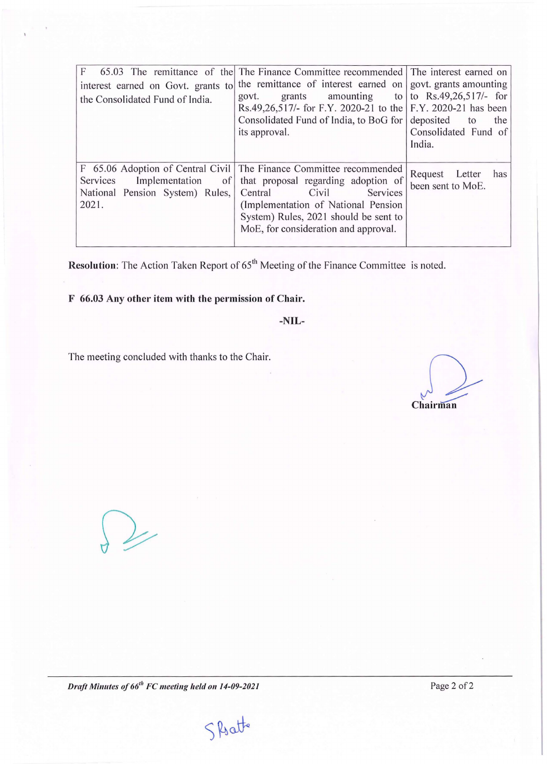| | | |
|---|---|---|
| F 65.03 The remittance of the interest earned on Govt. grants to the Consolidated Fund of India. | The Finance Committee recommended the remittance of interest earned on govt. grants amounting to Rs.49,26,517/- for F.Y. 2020-21 to the Consolidated Fund of India, to BoG for its approval. | The interest earned on govt. grants amounting to Rs.49,26,517/- for F.Y. 2020-21 has been deposited to the Consolidated Fund of India. |
| F 65.06 Adoption of Central Civil Services Implementation of National Pension System) Rules, 2021. | The Finance Committee recommended that proposal regarding adoption of Central Civil Services (Implementation of National Pension System) Rules, 2021 should be sent to MoE, for consideration and approval. | Request Letter has been sent to MoE. |

**Resolution**: The Action Taken Report of 65th Meeting of the Finance Committee is noted.

**F 66.03 Any other item with the permission of Chair.**

**-NIL-**

The meeting concluded with thanks to the Chair.

**Chairman**